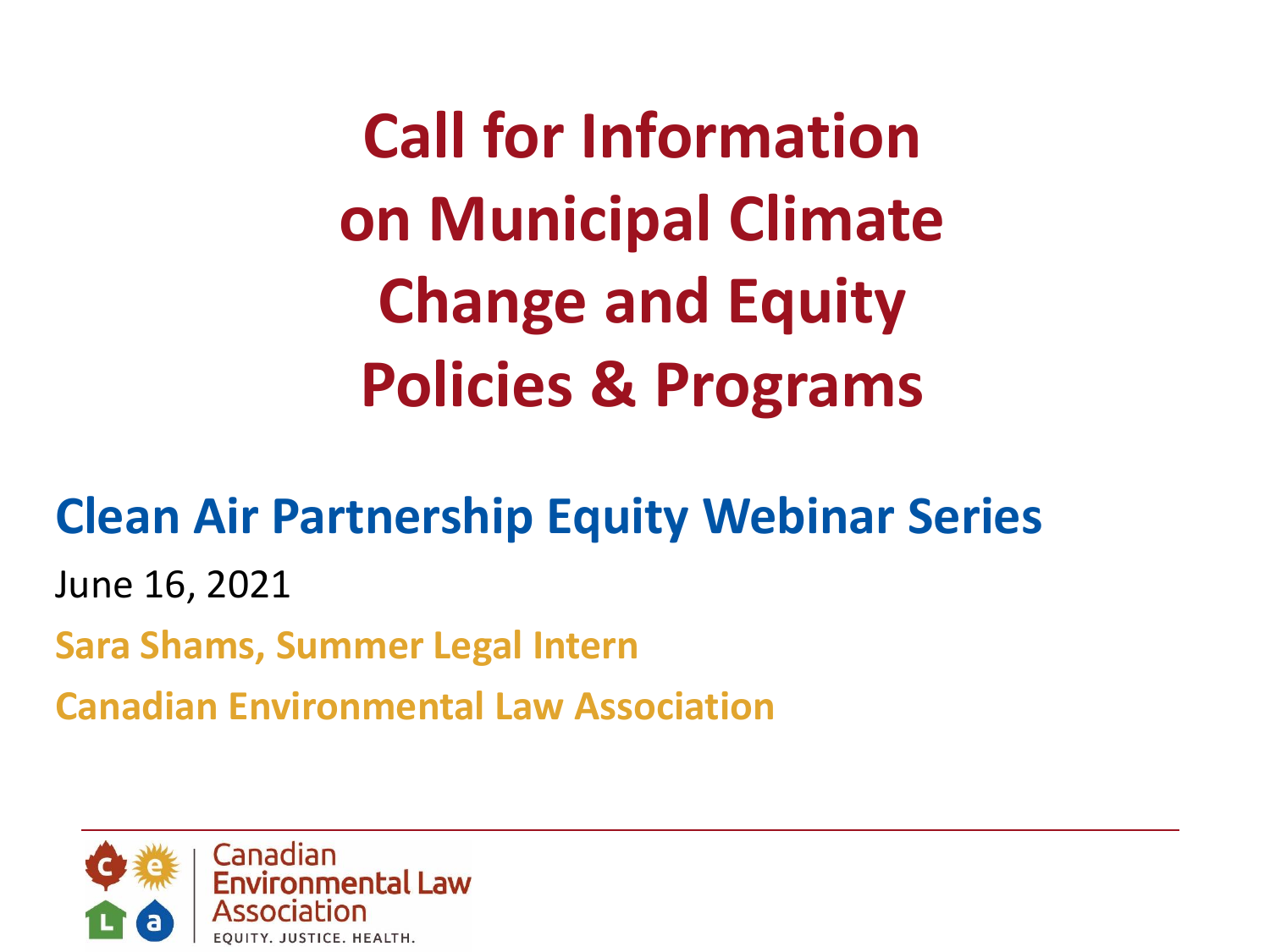# Call for Information on Municipal Climate Change and Equity Policies & Programs

## Clean Air Partnership Equity Webinar Series

June 16, 2021

**Sara Shams, Summer Legal Intern**

**Canadian Environmental Law Association**

Canadian Environmental Law Association

EQUITY. JUSTICE. HEALTH.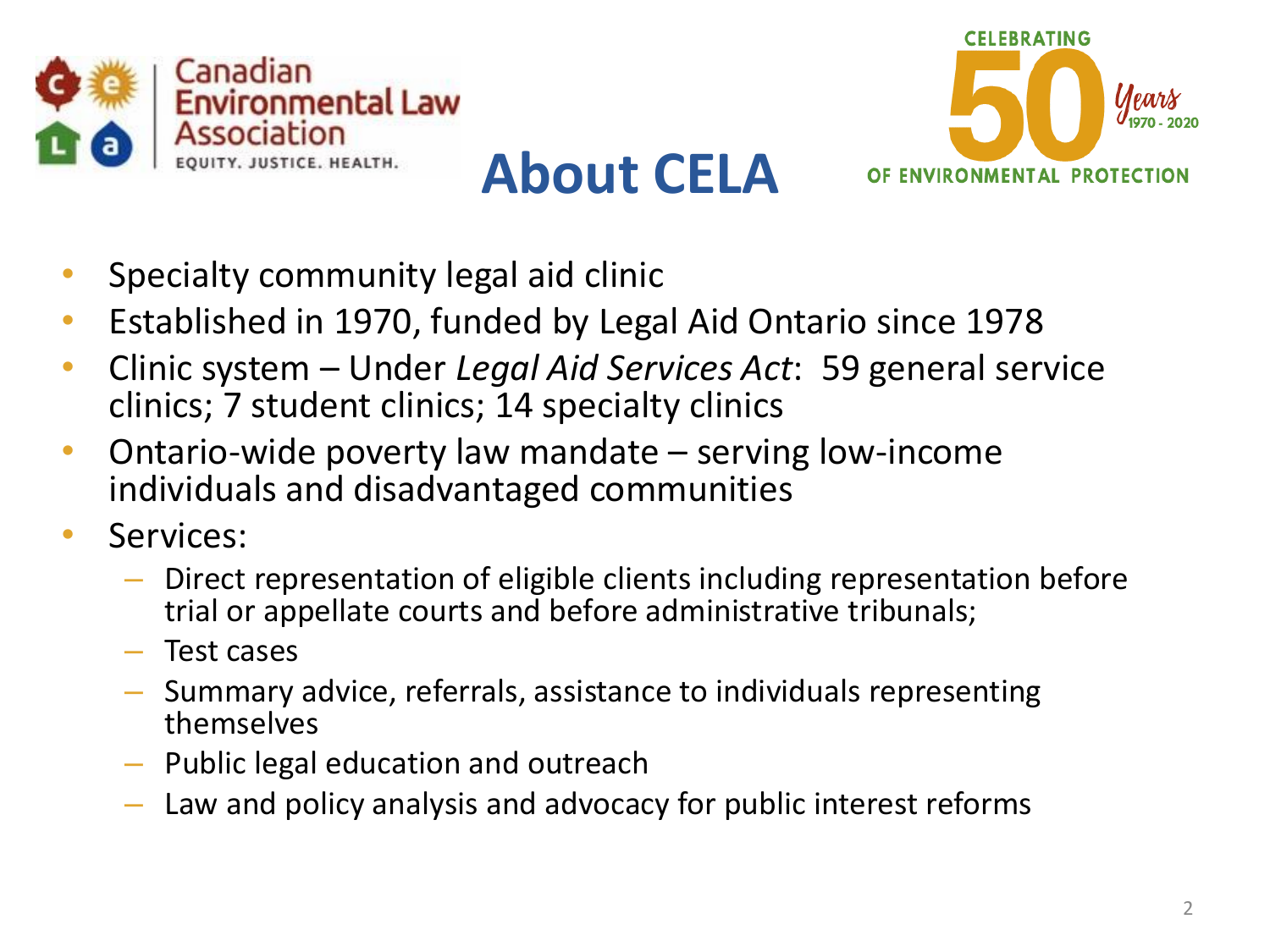Canadian Environmental Law Association

EQUITY. JUSTICE. HEALTH.

# About CELA

CELEBRATING 50 Years 1970 - 2020 OF ENVIRONMENTAL PROTECTION

- Specialty community legal aid clinic
- Established in 1970, funded by Legal Aid Ontario since 1978
- Clinic system – Under *Legal Aid Services Act*: 59 general service clinics; 7 student clinics; 14 specialty clinics
- Ontario-wide poverty law mandate – serving low-income individuals and disadvantaged communities
- Services:
  - Direct representation of eligible clients including representation before trial or appellate courts and before administrative tribunals;
  - Test cases
  - Summary advice, referrals, assistance to individuals representing themselves
  - Public legal education and outreach
  - Law and policy analysis and advocacy for public interest reforms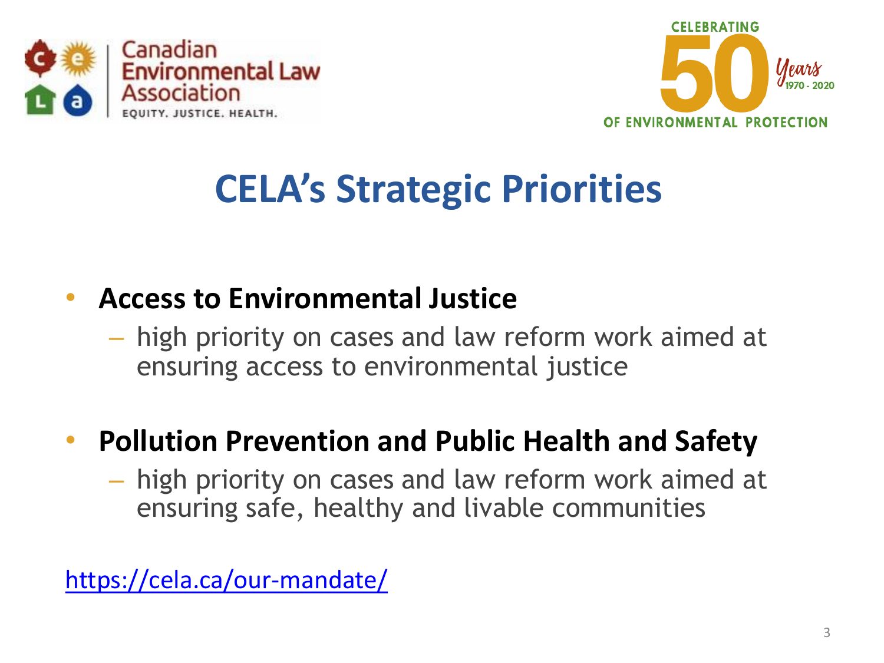Canadian Environmental Law Association

EQUITY. JUSTICE. HEALTH.

CELEBRATING 50 Years 1970 - 2020 OF ENVIRONMENTAL PROTECTION

# CELA's Strategic Priorities

- **Access to Environmental Justice**
  - high priority on cases and law reform work aimed at ensuring access to environmental justice

- **Pollution Prevention and Public Health and Safety**
  - high priority on cases and law reform work aimed at ensuring safe, healthy and livable communities

https://cela.ca/our-mandate/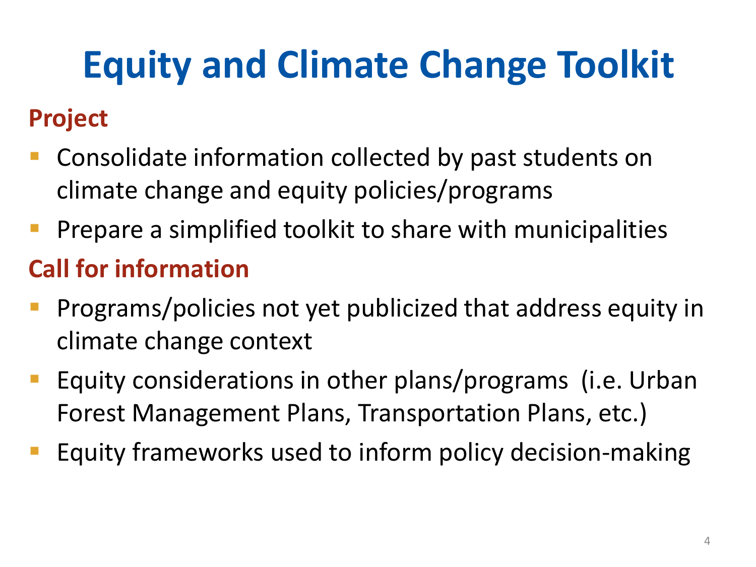# Equity and Climate Change Toolkit

## Project

- Consolidate information collected by past students on climate change and equity policies/programs
- Prepare a simplified toolkit to share with municipalities

## Call for information

- Programs/policies not yet publicized that address equity in climate change context
- Equity considerations in other plans/programs (i.e. Urban Forest Management Plans, Transportation Plans, etc.)
- Equity frameworks used to inform policy decision-making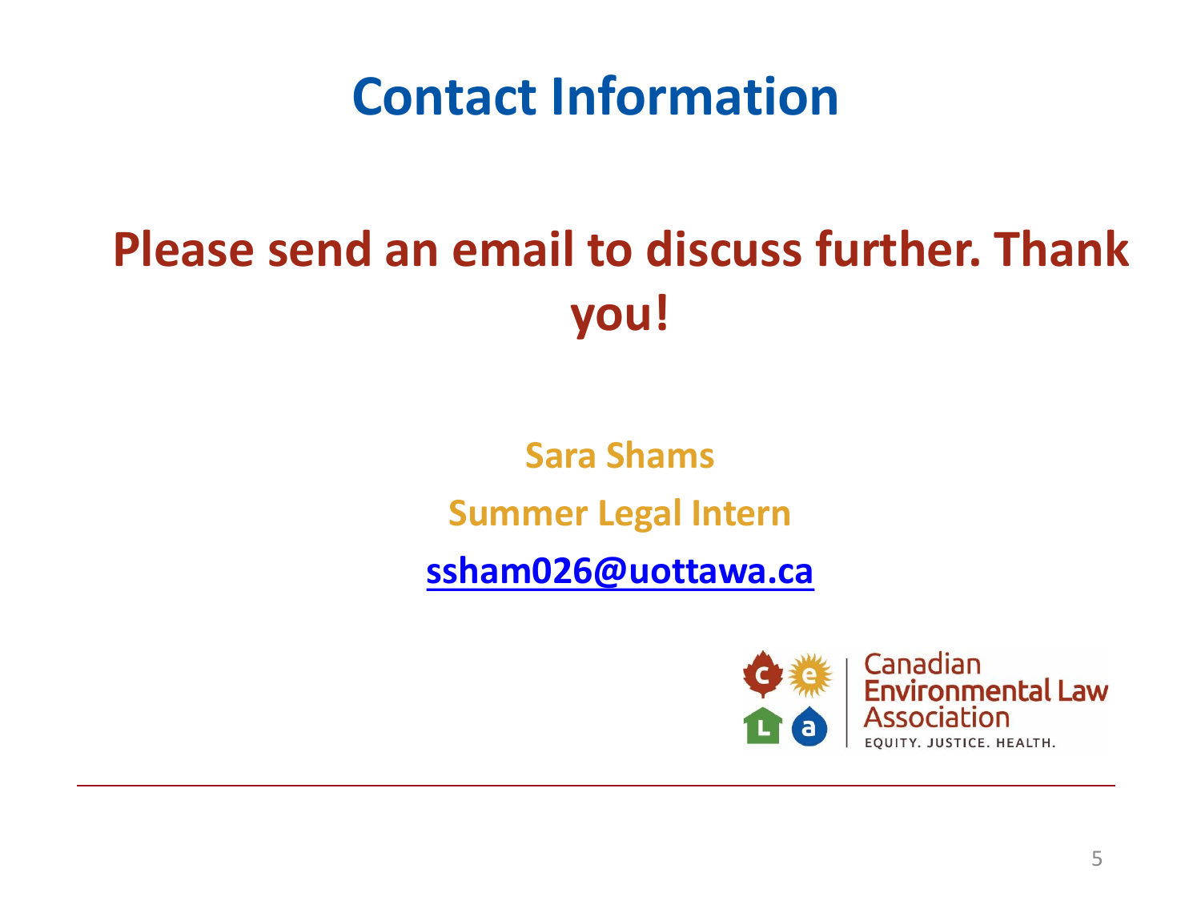# Contact Information

## Please send an email to discuss further. Thank you!

**Sara Shams**

**Summer Legal Intern**

**[ssham026@uottawa.ca](mailto:ssham026@uottawa.ca)**

Canadian Environmental Law Association

EQUITY. JUSTICE. HEALTH.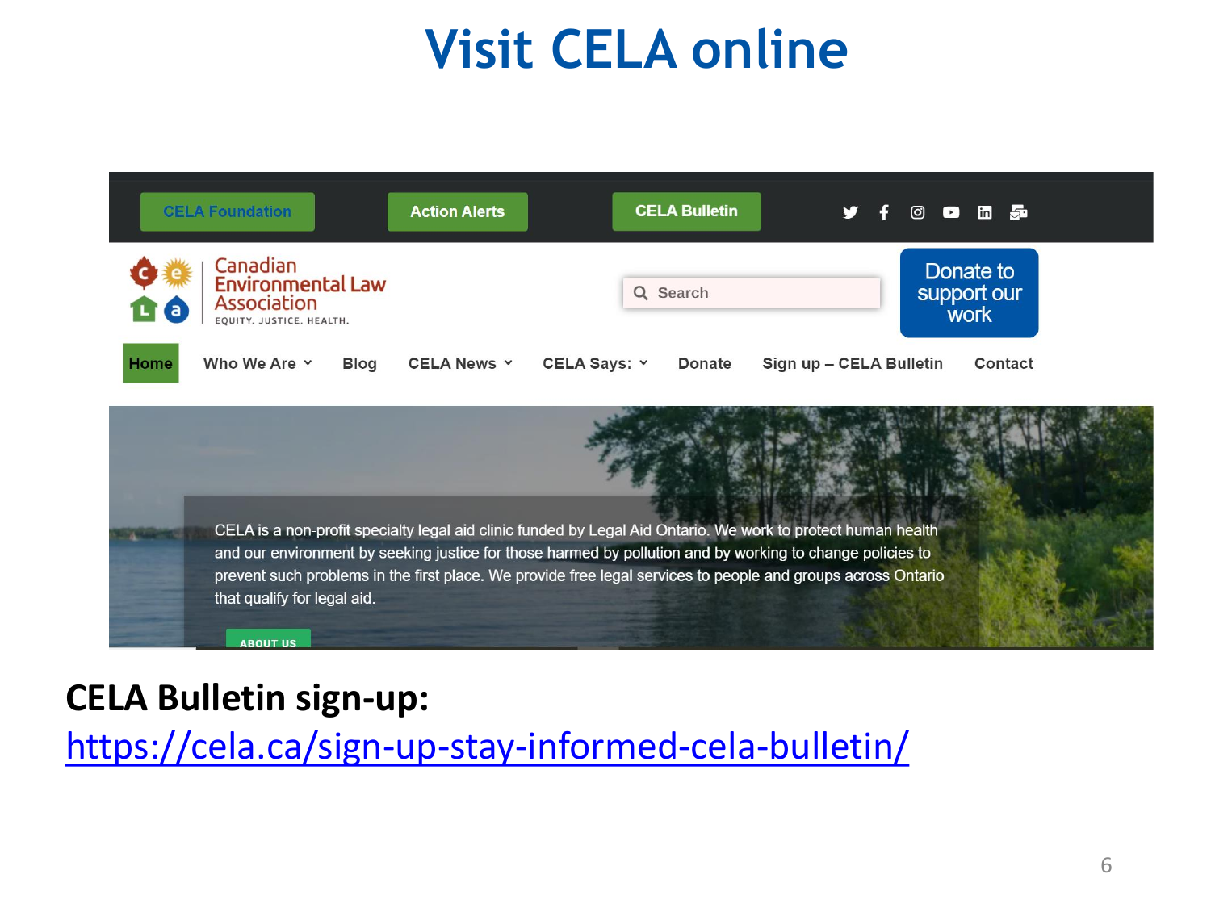# Visit CELA online

CELA Foundation | Action Alerts | CELA Bulletin

Canadian Environmental Law Association

EQUITY. JUSTICE. HEALTH.

Search

Donate to support our work

Home | Who We Are | Blog | CELA News | CELA Says: | Donate | Sign up – CELA Bulletin | Contact

CELA is a non-profit specialty legal aid clinic funded by Legal Aid Ontario. We work to protect human health and our environment by seeking justice for those harmed by pollution and by working to change policies to prevent such problems in the first place. We provide free legal services to people and groups across Ontario that qualify for legal aid.

ABOUT US

**CELA Bulletin sign-up:**
https://cela.ca/sign-up-stay-informed-cela-bulletin/